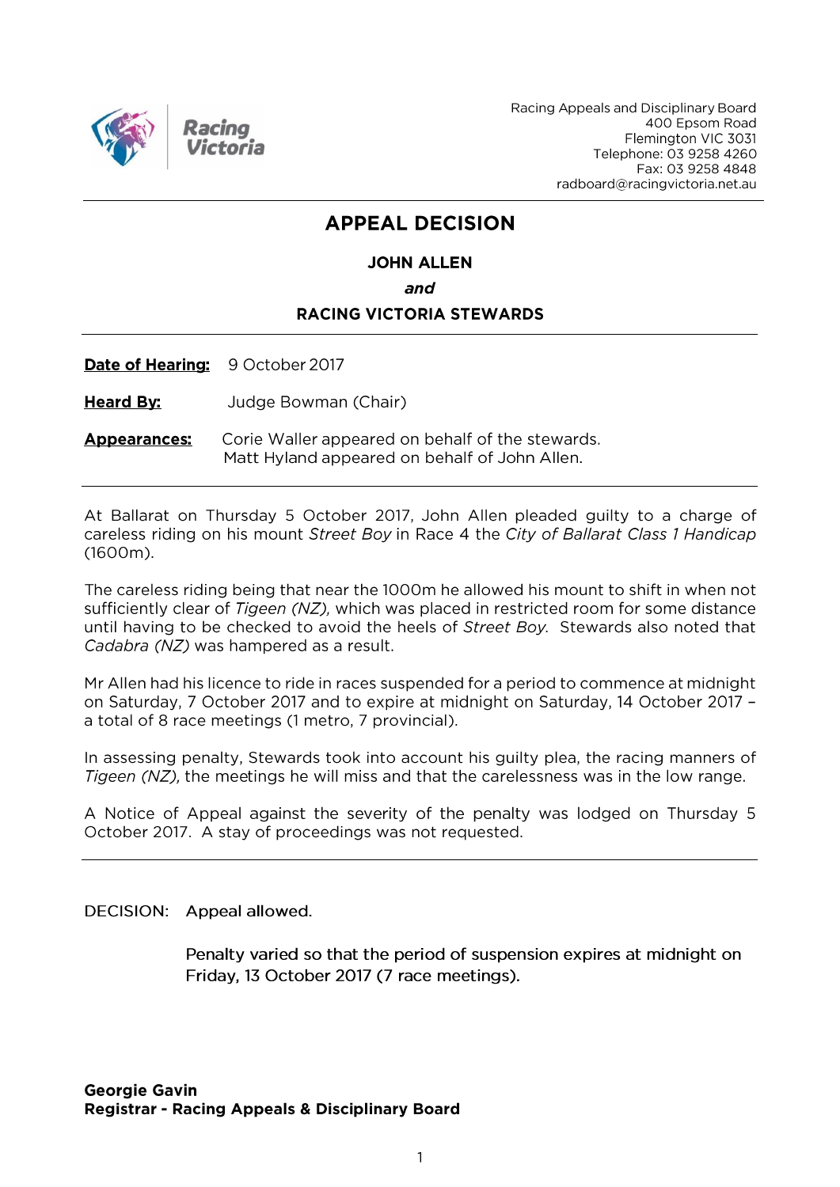Racing Appeals and Disciplinary Board
400 Epsom Road
Flemington VIC 3031
Telephone: 03 9258 4260
Fax: 03 9258 4848
radboard@racingvictoria.net.au

# APPEAL DECISION

**JOHN ALLEN**

***and***

**RACING VICTORIA STEWARDS**

---

**Date of Hearing:** 9 October 2017

**Heard By:** Judge Bowman (Chair)

**Appearances:** Corie Waller appeared on behalf of the stewards.
Matt Hyland appeared on behalf of John Allen.

---

At Ballarat on Thursday 5 October 2017, John Allen pleaded guilty to a charge of careless riding on his mount *Street Boy* in Race 4 the *City of Ballarat Class 1 Handicap* (1600m).

The careless riding being that near the 1000m he allowed his mount to shift in when not sufficiently clear of *Tigeen (NZ),* which was placed in restricted room for some distance until having to be checked to avoid the heels of *Street Boy*. Stewards also noted that *Cadabra (NZ)* was hampered as a result.

Mr Allen had his licence to ride in races suspended for a period to commence at midnight on Saturday, 7 October 2017 and to expire at midnight on Saturday, 14 October 2017 – a total of 8 race meetings (1 metro, 7 provincial).

In assessing penalty, Stewards took into account his guilty plea, the racing manners of *Tigeen (NZ),* the meetings he will miss and that the carelessness was in the low range.

A Notice of Appeal against the severity of the penalty was lodged on Thursday 5 October 2017. A stay of proceedings was not requested.

---

DECISION: Appeal allowed.

Penalty varied so that the period of suspension expires at midnight on Friday, 13 October 2017 (7 race meetings).

**Georgie Gavin**
**Registrar - Racing Appeals & Disciplinary Board**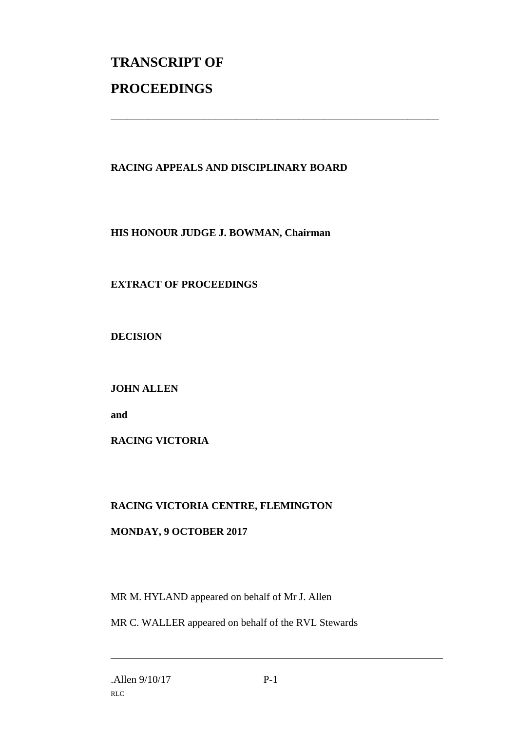# TRANSCRIPT OF PROCEEDINGS

**RACING APPEALS AND DISCIPLINARY BOARD**

**HIS HONOUR JUDGE J. BOWMAN, Chairman**

**EXTRACT OF PROCEEDINGS**

**DECISION**

**JOHN ALLEN**

**and**

**RACING VICTORIA**

**RACING VICTORIA CENTRE, FLEMINGTON**

**MONDAY, 9 OCTOBER 2017**

MR M. HYLAND appeared on behalf of Mr J. Allen

MR C. WALLER appeared on behalf of the RVL Stewards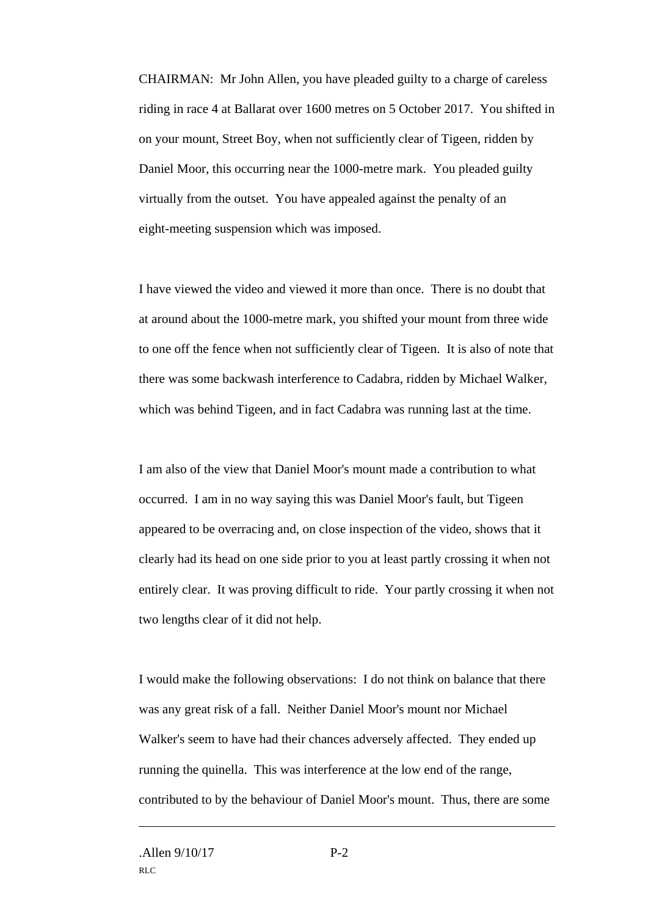CHAIRMAN: Mr John Allen, you have pleaded guilty to a charge of careless riding in race 4 at Ballarat over 1600 metres on 5 October 2017. You shifted in on your mount, Street Boy, when not sufficiently clear of Tigeen, ridden by Daniel Moor, this occurring near the 1000-metre mark. You pleaded guilty virtually from the outset. You have appealed against the penalty of an eight-meeting suspension which was imposed.

I have viewed the video and viewed it more than once. There is no doubt that at around about the 1000-metre mark, you shifted your mount from three wide to one off the fence when not sufficiently clear of Tigeen. It is also of note that there was some backwash interference to Cadabra, ridden by Michael Walker, which was behind Tigeen, and in fact Cadabra was running last at the time.

I am also of the view that Daniel Moor's mount made a contribution to what occurred. I am in no way saying this was Daniel Moor's fault, but Tigeen appeared to be overracing and, on close inspection of the video, shows that it clearly had its head on one side prior to you at least partly crossing it when not entirely clear. It was proving difficult to ride. Your partly crossing it when not two lengths clear of it did not help.

I would make the following observations: I do not think on balance that there was any great risk of a fall. Neither Daniel Moor's mount nor Michael Walker's seem to have had their chances adversely affected. They ended up running the quinella. This was interference at the low end of the range, contributed to by the behaviour of Daniel Moor's mount. Thus, there are some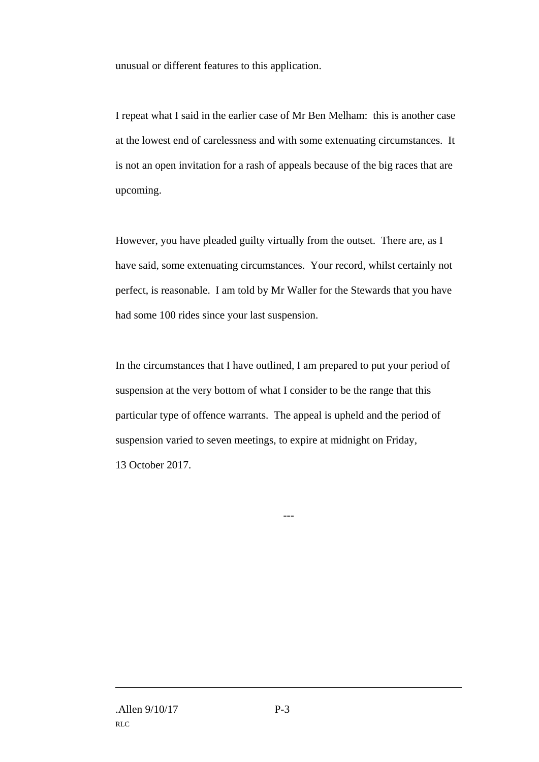unusual or different features to this application.

I repeat what I said in the earlier case of Mr Ben Melham:  this is another case at the lowest end of carelessness and with some extenuating circumstances.  It is not an open invitation for a rash of appeals because of the big races that are upcoming.

However, you have pleaded guilty virtually from the outset.  There are, as I have said, some extenuating circumstances.  Your record, whilst certainly not perfect, is reasonable.  I am told by Mr Waller for the Stewards that you have had some 100 rides since your last suspension.

In the circumstances that I have outlined, I am prepared to put your period of suspension at the very bottom of what I consider to be the range that this particular type of offence warrants.  The appeal is upheld and the period of suspension varied to seven meetings, to expire at midnight on Friday, 13 October 2017.

---